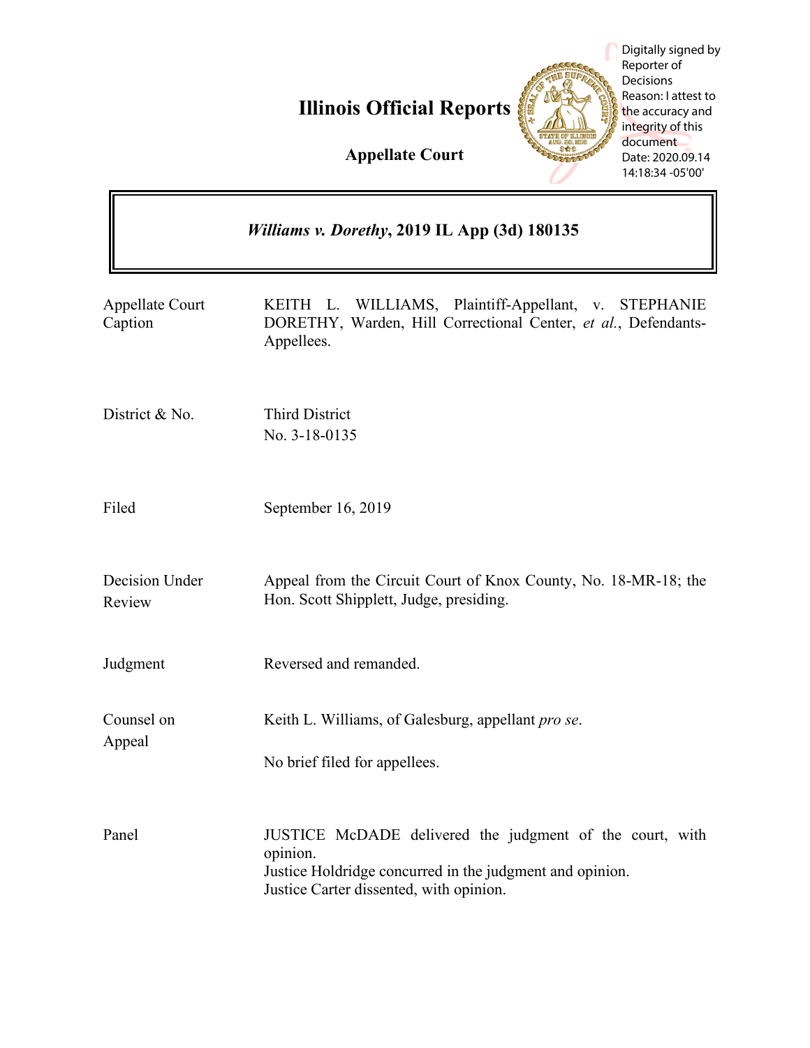# Illinois Official Reports

## Appellate Court

Digitally signed by Reporter of Decisions
Reason: I attest to the accuracy and integrity of this document
Date: 2020.09.14 14:18:34 -05'00'

***Williams v. Dorethy*, 2019 IL App (3d) 180135**

| | |
|---|---|
| Appellate Court Caption | KEITH L. WILLIAMS, Plaintiff-Appellant, v. STEPHANIE DORETHY, Warden, Hill Correctional Center, *et al.*, Defendants-Appellees. |
| District & No. | Third District<br>No. 3-18-0135 |
| Filed | September 16, 2019 |
| Decision Under Review | Appeal from the Circuit Court of Knox County, No. 18-MR-18; the Hon. Scott Shipplett, Judge, presiding. |
| Judgment | Reversed and remanded. |
| Counsel on Appeal | Keith L. Williams, of Galesburg, appellant *pro se*.<br><br>No brief filed for appellees. |
| Panel | JUSTICE McDADE delivered the judgment of the court, with opinion.<br>Justice Holdridge concurred in the judgment and opinion.<br>Justice Carter dissented, with opinion. |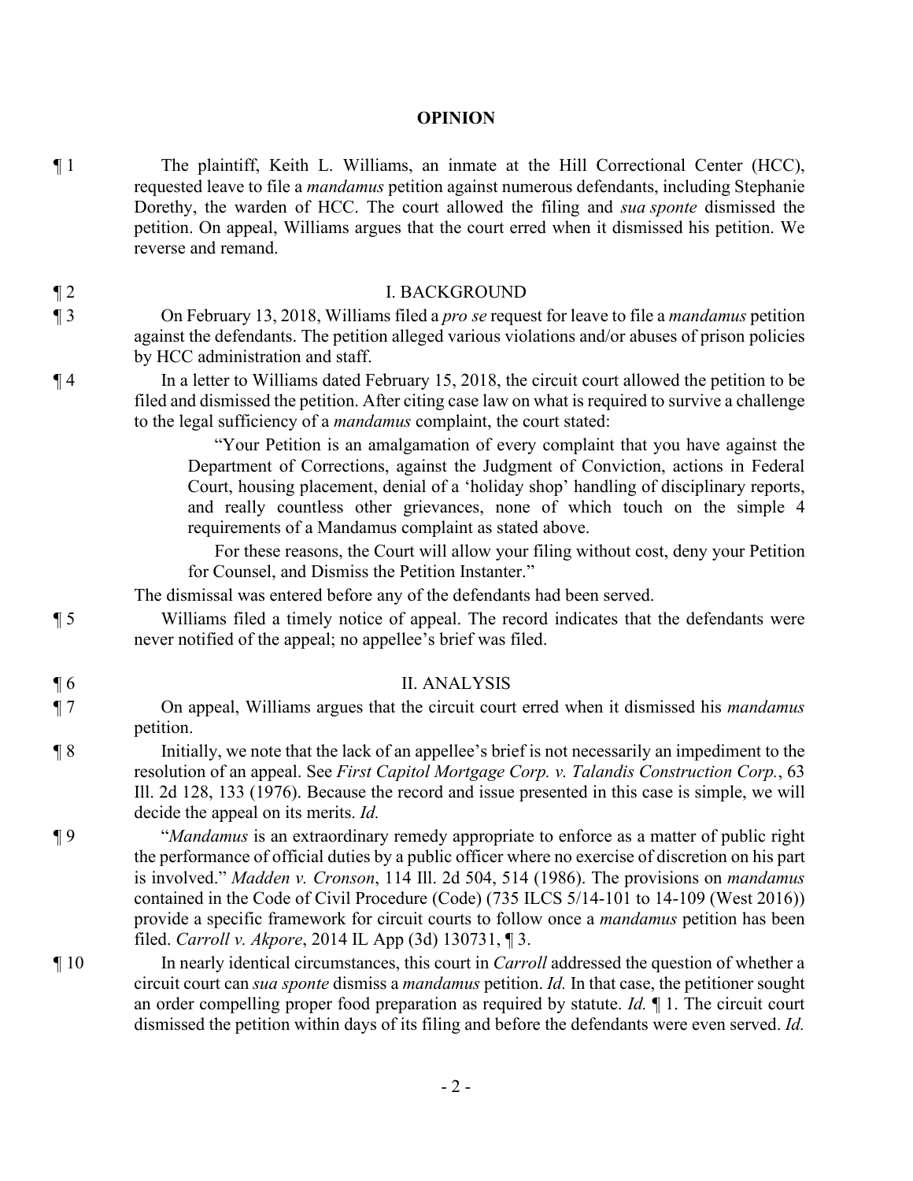## OPINION

¶ 1 The plaintiff, Keith L. Williams, an inmate at the Hill Correctional Center (HCC), requested leave to file a *mandamus* petition against numerous defendants, including Stephanie Dorethy, the warden of HCC. The court allowed the filing and *sua sponte* dismissed the petition. On appeal, Williams argues that the court erred when it dismissed his petition. We reverse and remand.

¶ 2 I. BACKGROUND

¶ 3 On February 13, 2018, Williams filed a *pro se* request for leave to file a *mandamus* petition against the defendants. The petition alleged various violations and/or abuses of prison policies by HCC administration and staff.

¶ 4 In a letter to Williams dated February 15, 2018, the circuit court allowed the petition to be filed and dismissed the petition. After citing case law on what is required to survive a challenge to the legal sufficiency of a *mandamus* complaint, the court stated:

> "Your Petition is an amalgamation of every complaint that you have against the Department of Corrections, against the Judgment of Conviction, actions in Federal Court, housing placement, denial of a 'holiday shop' handling of disciplinary reports, and really countless other grievances, none of which touch on the simple 4 requirements of a Mandamus complaint as stated above.
>
> For these reasons, the Court will allow your filing without cost, deny your Petition for Counsel, and Dismiss the Petition Instanter."

The dismissal was entered before any of the defendants had been served.

¶ 5 Williams filed a timely notice of appeal. The record indicates that the defendants were never notified of the appeal; no appellee's brief was filed.

¶ 6 II. ANALYSIS

¶ 7 On appeal, Williams argues that the circuit court erred when it dismissed his *mandamus* petition.

¶ 8 Initially, we note that the lack of an appellee's brief is not necessarily an impediment to the resolution of an appeal. See *First Capitol Mortgage Corp. v. Talandis Construction Corp.*, 63 Ill. 2d 128, 133 (1976). Because the record and issue presented in this case is simple, we will decide the appeal on its merits. *Id.*

¶ 9 "*Mandamus* is an extraordinary remedy appropriate to enforce as a matter of public right the performance of official duties by a public officer where no exercise of discretion on his part is involved." *Madden v. Cronson*, 114 Ill. 2d 504, 514 (1986). The provisions on *mandamus* contained in the Code of Civil Procedure (Code) (735 ILCS 5/14-101 to 14-109 (West 2016)) provide a specific framework for circuit courts to follow once a *mandamus* petition has been filed. *Carroll v. Akpore*, 2014 IL App (3d) 130731, ¶ 3.

¶ 10 In nearly identical circumstances, this court in *Carroll* addressed the question of whether a circuit court can *sua sponte* dismiss a *mandamus* petition. *Id.* In that case, the petitioner sought an order compelling proper food preparation as required by statute. *Id.* ¶ 1. The circuit court dismissed the petition within days of its filing and before the defendants were even served. *Id.*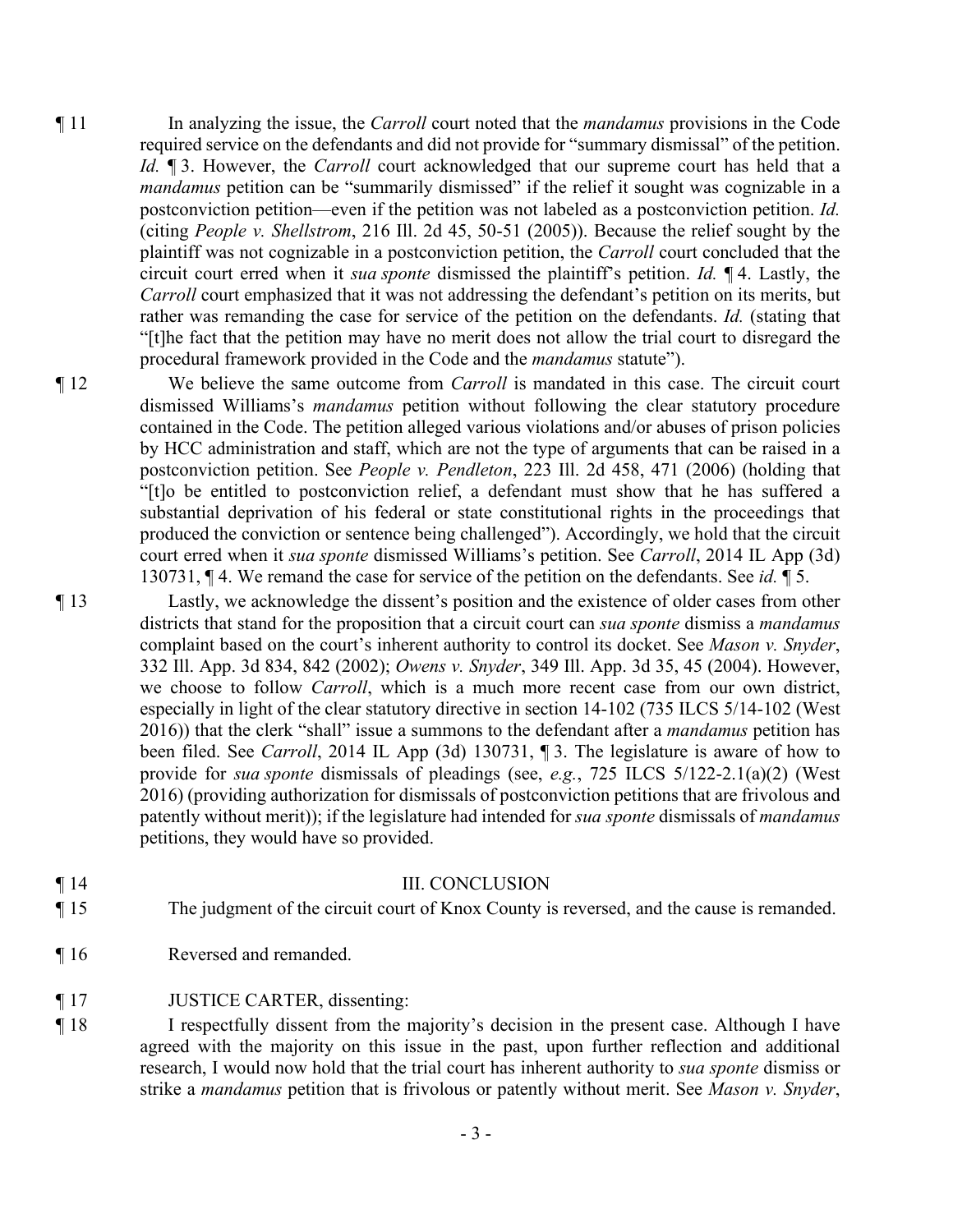¶ 11 In analyzing the issue, the *Carroll* court noted that the *mandamus* provisions in the Code required service on the defendants and did not provide for "summary dismissal" of the petition. *Id.* ¶ 3. However, the *Carroll* court acknowledged that our supreme court has held that a *mandamus* petition can be "summarily dismissed" if the relief it sought was cognizable in a postconviction petition—even if the petition was not labeled as a postconviction petition. *Id.* (citing *People v. Shellstrom*, 216 Ill. 2d 45, 50-51 (2005)). Because the relief sought by the plaintiff was not cognizable in a postconviction petition, the *Carroll* court concluded that the circuit court erred when it *sua sponte* dismissed the plaintiff's petition. *Id.* ¶ 4. Lastly, the *Carroll* court emphasized that it was not addressing the defendant's petition on its merits, but rather was remanding the case for service of the petition on the defendants. *Id.* (stating that "[t]he fact that the petition may have no merit does not allow the trial court to disregard the procedural framework provided in the Code and the *mandamus* statute").

¶ 12 We believe the same outcome from *Carroll* is mandated in this case. The circuit court dismissed Williams's *mandamus* petition without following the clear statutory procedure contained in the Code. The petition alleged various violations and/or abuses of prison policies by HCC administration and staff, which are not the type of arguments that can be raised in a postconviction petition. See *People v. Pendleton*, 223 Ill. 2d 458, 471 (2006) (holding that "[t]o be entitled to postconviction relief, a defendant must show that he has suffered a substantial deprivation of his federal or state constitutional rights in the proceedings that produced the conviction or sentence being challenged"). Accordingly, we hold that the circuit court erred when it *sua sponte* dismissed Williams's petition. See *Carroll*, 2014 IL App (3d) 130731, ¶ 4. We remand the case for service of the petition on the defendants. See *id.* ¶ 5.

¶ 13 Lastly, we acknowledge the dissent's position and the existence of older cases from other districts that stand for the proposition that a circuit court can *sua sponte* dismiss a *mandamus* complaint based on the court's inherent authority to control its docket. See *Mason v. Snyder*, 332 Ill. App. 3d 834, 842 (2002); *Owens v. Snyder*, 349 Ill. App. 3d 35, 45 (2004). However, we choose to follow *Carroll*, which is a much more recent case from our own district, especially in light of the clear statutory directive in section 14-102 (735 ILCS 5/14-102 (West 2016)) that the clerk "shall" issue a summons to the defendant after a *mandamus* petition has been filed. See *Carroll*, 2014 IL App (3d) 130731, ¶ 3. The legislature is aware of how to provide for *sua sponte* dismissals of pleadings (see, *e.g.*, 725 ILCS 5/122-2.1(a)(2) (West 2016) (providing authorization for dismissals of postconviction petitions that are frivolous and patently without merit)); if the legislature had intended for *sua sponte* dismissals of *mandamus* petitions, they would have so provided.

¶ 14 III. CONCLUSION

¶ 15 The judgment of the circuit court of Knox County is reversed, and the cause is remanded.

¶ 16 Reversed and remanded.

¶ 17 JUSTICE CARTER, dissenting:

¶ 18 I respectfully dissent from the majority's decision in the present case. Although I have agreed with the majority on this issue in the past, upon further reflection and additional research, I would now hold that the trial court has inherent authority to *sua sponte* dismiss or strike a *mandamus* petition that is frivolous or patently without merit. See *Mason v. Snyder*,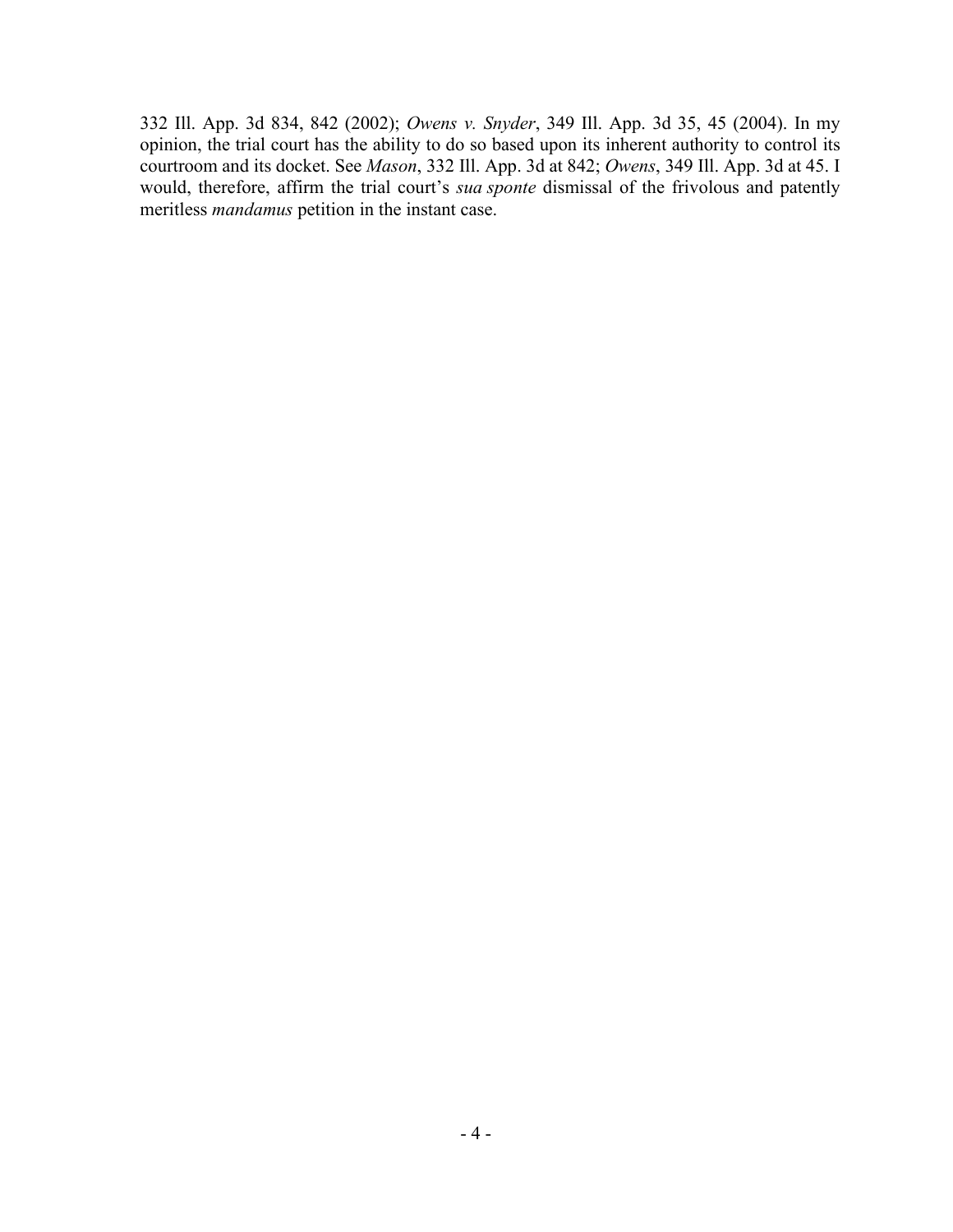332 Ill. App. 3d 834, 842 (2002); *Owens v. Snyder*, 349 Ill. App. 3d 35, 45 (2004). In my opinion, the trial court has the ability to do so based upon its inherent authority to control its courtroom and its docket. See *Mason*, 332 Ill. App. 3d at 842; *Owens*, 349 Ill. App. 3d at 45. I would, therefore, affirm the trial court's *sua sponte* dismissal of the frivolous and patently meritless *mandamus* petition in the instant case.